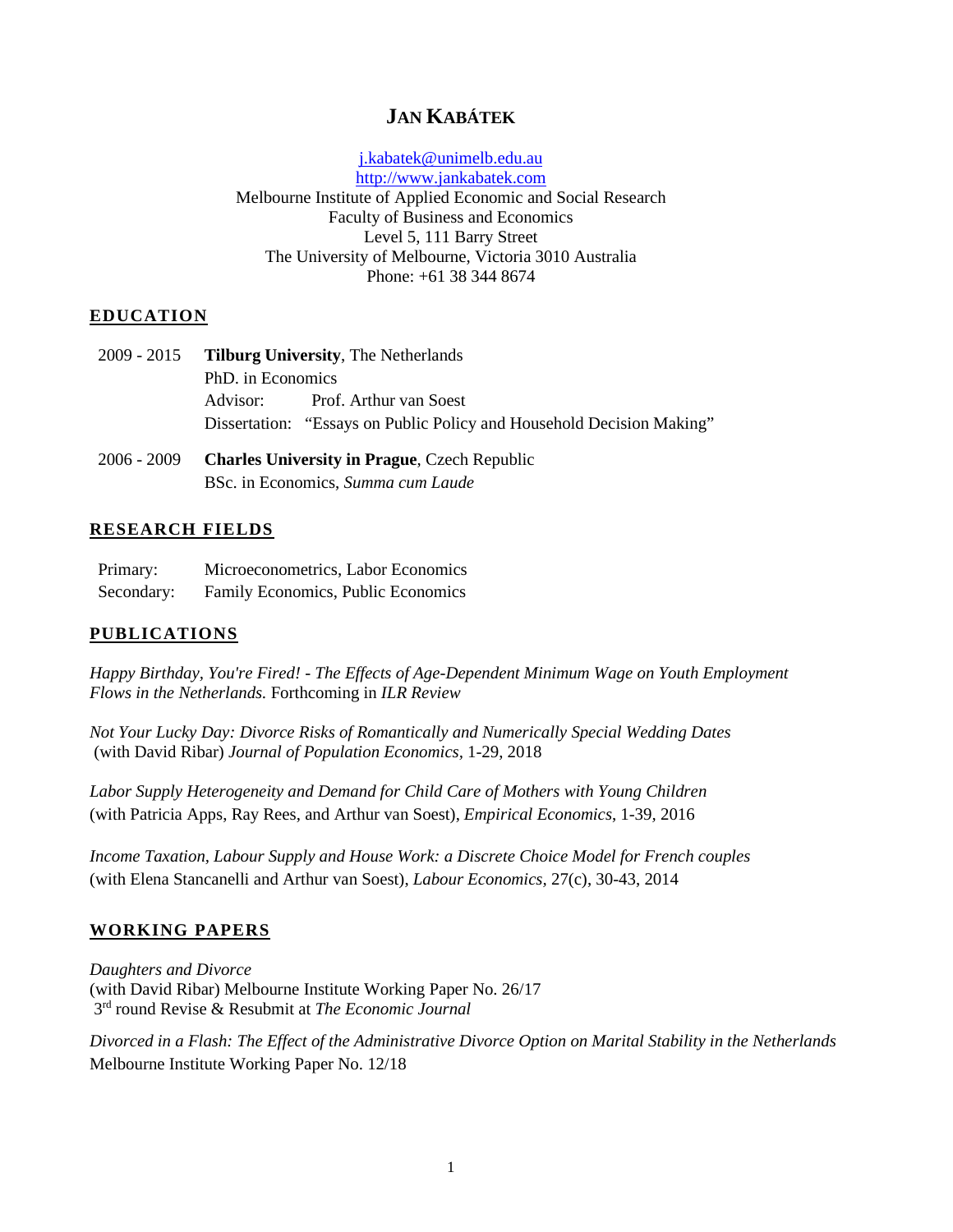# JAN KABÁTEK

j.kabatek@unimelb.edu.au
http://www.jankabatek.com
Melbourne Institute of Applied Economic and Social Research
Faculty of Business and Economics
Level 5, 111 Barry Street
The University of Melbourne, Victoria 3010 Australia
Phone: +61 38 344 8674

## EDUCATION

2009 - 2015 **Tilburg University**, The Netherlands
PhD. in Economics
Advisor: Prof. Arthur van Soest
Dissertation: "Essays on Public Policy and Household Decision Making"

2006 - 2009 **Charles University in Prague**, Czech Republic
BSc. in Economics, *Summa cum Laude*

## RESEARCH FIELDS

Primary: Microeconometrics, Labor Economics
Secondary: Family Economics, Public Economics

## PUBLICATIONS

*Happy Birthday, You're Fired! - The Effects of Age-Dependent Minimum Wage on Youth Employment Flows in the Netherlands.* Forthcoming in *ILR Review*

*Not Your Lucky Day: Divorce Risks of Romantically and Numerically Special Wedding Dates* (with David Ribar) *Journal of Population Economics*, 1-29, 2018

*Labor Supply Heterogeneity and Demand for Child Care of Mothers with Young Children* (with Patricia Apps, Ray Rees, and Arthur van Soest), *Empirical Economics*, 1-39, 2016

*Income Taxation, Labour Supply and House Work: a Discrete Choice Model for French couples* (with Elena Stancanelli and Arthur van Soest), *Labour Economics*, 27(c), 30-43, 2014

## WORKING PAPERS

*Daughters and Divorce*
(with David Ribar) Melbourne Institute Working Paper No. 26/17
3rd round Revise & Resubmit at *The Economic Journal*

*Divorced in a Flash: The Effect of the Administrative Divorce Option on Marital Stability in the Netherlands*
Melbourne Institute Working Paper No. 12/18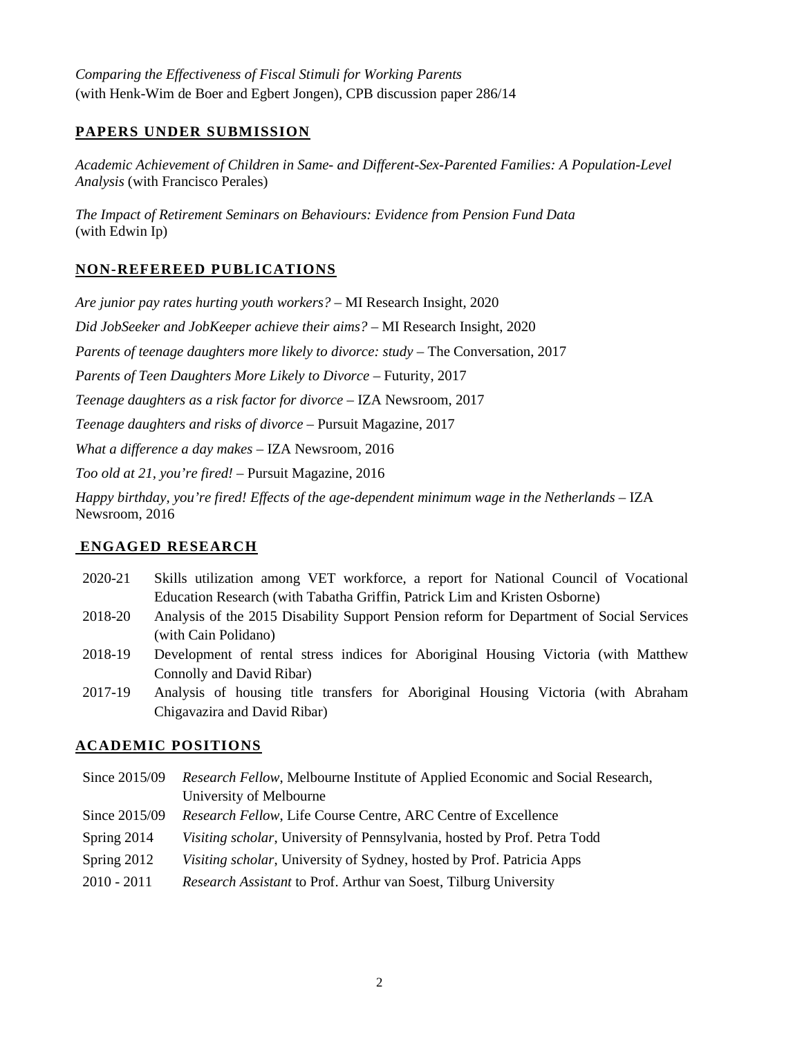*Comparing the Effectiveness of Fiscal Stimuli for Working Parents*
(with Henk-Wim de Boer and Egbert Jongen), CPB discussion paper 286/14

## PAPERS UNDER SUBMISSION

*Academic Achievement of Children in Same- and Different-Sex-Parented Families: A Population-Level Analysis* (with Francisco Perales)

*The Impact of Retirement Seminars on Behaviours: Evidence from Pension Fund Data* (with Edwin Ip)

## NON-REFEREED PUBLICATIONS

*Are junior pay rates hurting youth workers?* – MI Research Insight, 2020

*Did JobSeeker and JobKeeper achieve their aims?* – MI Research Insight, 2020

*Parents of teenage daughters more likely to divorce: study* – The Conversation, 2017

*Parents of Teen Daughters More Likely to Divorce* – Futurity, 2017

*Teenage daughters as a risk factor for divorce* – IZA Newsroom, 2017

*Teenage daughters and risks of divorce* – Pursuit Magazine, 2017

*What a difference a day makes* – IZA Newsroom, 2016

*Too old at 21, you're fired!* – Pursuit Magazine, 2016

*Happy birthday, you're fired! Effects of the age-dependent minimum wage in the Netherlands* – IZA Newsroom, 2016

## ENGAGED RESEARCH

| | |
|---|---|
| 2020-21 | Skills utilization among VET workforce, a report for National Council of Vocational Education Research (with Tabatha Griffin, Patrick Lim and Kristen Osborne) |
| 2018-20 | Analysis of the 2015 Disability Support Pension reform for Department of Social Services (with Cain Polidano) |
| 2018-19 | Development of rental stress indices for Aboriginal Housing Victoria (with Matthew Connolly and David Ribar) |
| 2017-19 | Analysis of housing title transfers for Aboriginal Housing Victoria (with Abraham Chigavazira and David Ribar) |

## ACADEMIC POSITIONS

| | |
|---|---|
| Since 2015/09 | *Research Fellow*, Melbourne Institute of Applied Economic and Social Research, University of Melbourne |
| Since 2015/09 | *Research Fellow*, Life Course Centre, ARC Centre of Excellence |
| Spring 2014 | *Visiting scholar*, University of Pennsylvania, hosted by Prof. Petra Todd |
| Spring 2012 | *Visiting scholar*, University of Sydney, hosted by Prof. Patricia Apps |
| 2010 - 2011 | *Research Assistant* to Prof. Arthur van Soest, Tilburg University |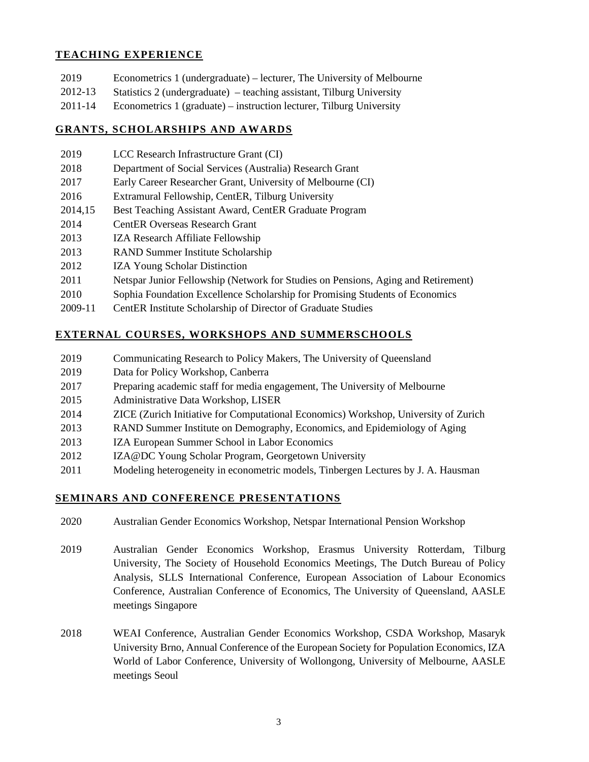## TEACHING EXPERIENCE

| | |
|---|---|
| 2019 | Econometrics 1 (undergraduate) – lecturer, The University of Melbourne |
| 2012-13 | Statistics 2 (undergraduate) – teaching assistant, Tilburg University |
| 2011-14 | Econometrics 1 (graduate) – instruction lecturer, Tilburg University |

## GRANTS, SCHOLARSHIPS AND AWARDS

| | |
|---|---|
| 2019 | LCC Research Infrastructure Grant (CI) |
| 2018 | Department of Social Services (Australia) Research Grant |
| 2017 | Early Career Researcher Grant, University of Melbourne (CI) |
| 2016 | Extramural Fellowship, CentER, Tilburg University |
| 2014,15 | Best Teaching Assistant Award, CentER Graduate Program |
| 2014 | CentER Overseas Research Grant |
| 2013 | IZA Research Affiliate Fellowship |
| 2013 | RAND Summer Institute Scholarship |
| 2012 | IZA Young Scholar Distinction |
| 2011 | Netspar Junior Fellowship (Network for Studies on Pensions, Aging and Retirement) |
| 2010 | Sophia Foundation Excellence Scholarship for Promising Students of Economics |
| 2009-11 | CentER Institute Scholarship of Director of Graduate Studies |

## EXTERNAL COURSES, WORKSHOPS AND SUMMERSCHOOLS

| | |
|---|---|
| 2019 | Communicating Research to Policy Makers, The University of Queensland |
| 2019 | Data for Policy Workshop, Canberra |
| 2017 | Preparing academic staff for media engagement, The University of Melbourne |
| 2015 | Administrative Data Workshop, LISER |
| 2014 | ZICE (Zurich Initiative for Computational Economics) Workshop, University of Zurich |
| 2013 | RAND Summer Institute on Demography, Economics, and Epidemiology of Aging |
| 2013 | IZA European Summer School in Labor Economics |
| 2012 | IZA@DC Young Scholar Program, Georgetown University |
| 2011 | Modeling heterogeneity in econometric models, Tinbergen Lectures by J. A. Hausman |

## SEMINARS AND CONFERENCE PRESENTATIONS

| | |
|---|---|
| 2020 | Australian Gender Economics Workshop, Netspar International Pension Workshop |
| 2019 | Australian Gender Economics Workshop, Erasmus University Rotterdam, Tilburg University, The Society of Household Economics Meetings, The Dutch Bureau of Policy Analysis, SLLS International Conference, European Association of Labour Economics Conference, Australian Conference of Economics, The University of Queensland, AASLE meetings Singapore |
| 2018 | WEAI Conference, Australian Gender Economics Workshop, CSDA Workshop, Masaryk University Brno, Annual Conference of the European Society for Population Economics, IZA World of Labor Conference, University of Wollongong, University of Melbourne, AASLE meetings Seoul |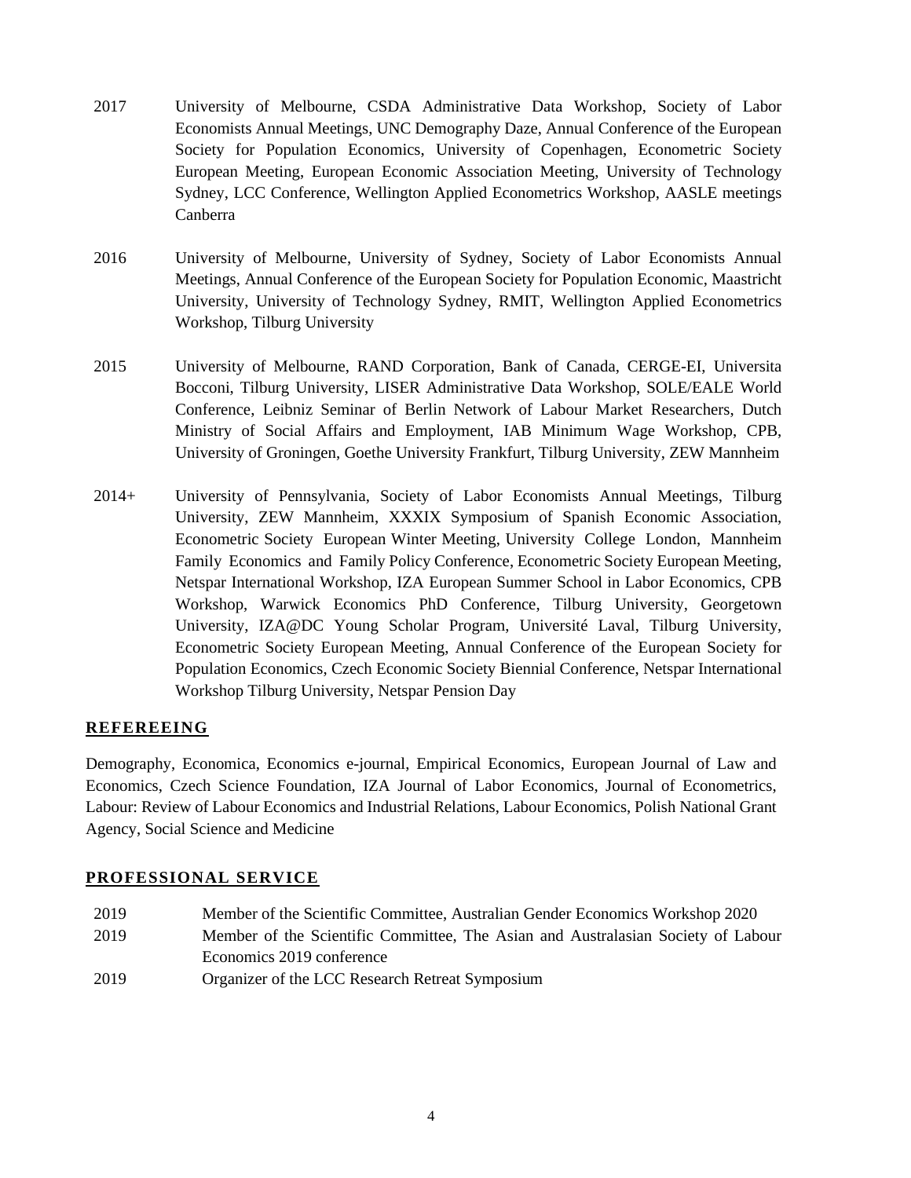2017 University of Melbourne, CSDA Administrative Data Workshop, Society of Labor Economists Annual Meetings, UNC Demography Daze, Annual Conference of the European Society for Population Economics, University of Copenhagen, Econometric Society European Meeting, European Economic Association Meeting, University of Technology Sydney, LCC Conference, Wellington Applied Econometrics Workshop, AASLE meetings Canberra

2016 University of Melbourne, University of Sydney, Society of Labor Economists Annual Meetings, Annual Conference of the European Society for Population Economic, Maastricht University, University of Technology Sydney, RMIT, Wellington Applied Econometrics Workshop, Tilburg University

2015 University of Melbourne, RAND Corporation, Bank of Canada, CERGE-EI, Universita Bocconi, Tilburg University, LISER Administrative Data Workshop, SOLE/EALE World Conference, Leibniz Seminar of Berlin Network of Labour Market Researchers, Dutch Ministry of Social Affairs and Employment, IAB Minimum Wage Workshop, CPB, University of Groningen, Goethe University Frankfurt, Tilburg University, ZEW Mannheim

2014+ University of Pennsylvania, Society of Labor Economists Annual Meetings, Tilburg University, ZEW Mannheim, XXXIX Symposium of Spanish Economic Association, Econometric Society European Winter Meeting, University College London, Mannheim Family Economics and Family Policy Conference, Econometric Society European Meeting, Netspar International Workshop, IZA European Summer School in Labor Economics, CPB Workshop, Warwick Economics PhD Conference, Tilburg University, Georgetown University, IZA@DC Young Scholar Program, Université Laval, Tilburg University, Econometric Society European Meeting, Annual Conference of the European Society for Population Economics, Czech Economic Society Biennial Conference, Netspar International Workshop Tilburg University, Netspar Pension Day

## REFEREEING

Demography, Economica, Economics e-journal, Empirical Economics, European Journal of Law and Economics, Czech Science Foundation, IZA Journal of Labor Economics, Journal of Econometrics, Labour: Review of Labour Economics and Industrial Relations, Labour Economics, Polish National Grant Agency, Social Science and Medicine

## PROFESSIONAL SERVICE

2019 Member of the Scientific Committee, Australian Gender Economics Workshop 2020

2019 Member of the Scientific Committee, The Asian and Australasian Society of Labour Economics 2019 conference

2019 Organizer of the LCC Research Retreat Symposium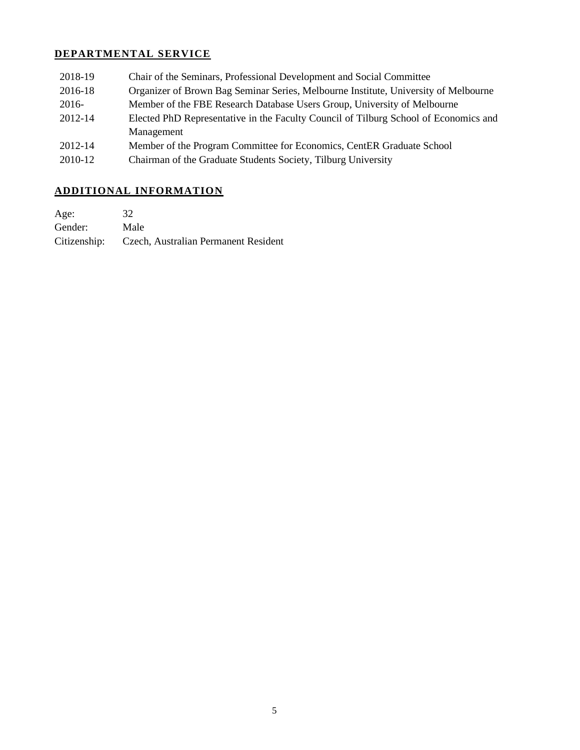## DEPARTMENTAL SERVICE

| | |
|---|---|
| 2018-19 | Chair of the Seminars, Professional Development and Social Committee |
| 2016-18 | Organizer of Brown Bag Seminar Series, Melbourne Institute, University of Melbourne |
| 2016- | Member of the FBE Research Database Users Group, University of Melbourne |
| 2012-14 | Elected PhD Representative in the Faculty Council of Tilburg School of Economics and Management |
| 2012-14 | Member of the Program Committee for Economics, CentER Graduate School |
| 2010-12 | Chairman of the Graduate Students Society, Tilburg University |

## ADDITIONAL INFORMATION

| | |
|---|---|
| Age: | 32 |
| Gender: | Male |
| Citizenship: | Czech, Australian Permanent Resident |